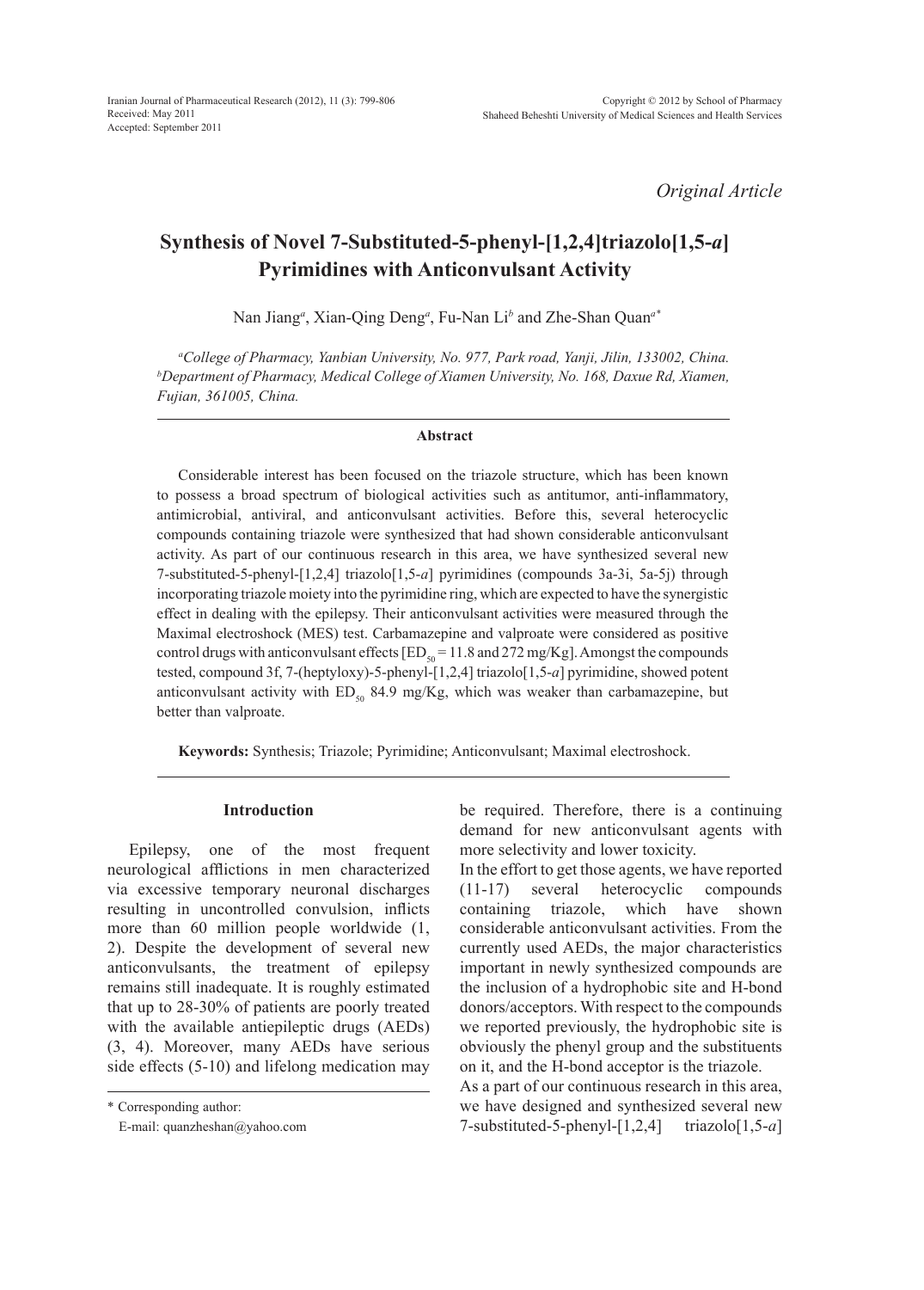Original Article

# Synthesis of Novel 7-Substituted-5-phenyl-[1,2,4]triazolo[1,5-*a*] Pyrimidines with Anticonvulsant Activity

Nan Jiang[a], Xian-Qing Deng[a], Fu-Nan Li[b] and Zhe-Shan Quan[a*]

[a]*College of Pharmacy, Yanbian University, No. 977, Park road, Yanji, Jilin, 133002, China.*
[b]*Department of Pharmacy, Medical College of Xiamen University, No. 168, Daxue Rd, Xiamen, Fujian, 361005, China.*

## Abstract

Considerable interest has been focused on the triazole structure, which has been known to possess a broad spectrum of biological activities such as antitumor, anti-inflammatory, antimicrobial, antiviral, and anticonvulsant activities. Before this, several heterocyclic compounds containing triazole were synthesized that had shown considerable anticonvulsant activity. As part of our continuous research in this area, we have synthesized several new 7-substituted-5-phenyl-[1,2,4] triazolo[1,5-*a*] pyrimidines (compounds 3a-3i, 5a-5j) through incorporating triazole moiety into the pyrimidine ring, which are expected to have the synergistic effect in dealing with the epilepsy. Their anticonvulsant activities were measured through the Maximal electroshock (MES) test. Carbamazepine and valproate were considered as positive control drugs with anticonvulsant effects [$ED_{50}$ = 11.8 and 272 mg/Kg]. Amongst the compounds tested, compound 3f, 7-(heptyloxy)-5-phenyl-[1,2,4] triazolo[1,5-*a*] pyrimidine, showed potent anticonvulsant activity with $ED_{50}$ 84.9 mg/Kg, which was weaker than carbamazepine, but better than valproate.

**Keywords:** Synthesis; Triazole; Pyrimidine; Anticonvulsant; Maximal electroshock.

## Introduction

Epilepsy, one of the most frequent neurological afflictions in men characterized via excessive temporary neuronal discharges resulting in uncontrolled convulsion, inflicts more than 60 million people worldwide (1, 2). Despite the development of several new anticonvulsants, the treatment of epilepsy remains still inadequate. It is roughly estimated that up to 28-30% of patients are poorly treated with the available antiepileptic drugs (AEDs) (3, 4). Moreover, many AEDs have serious side effects (5-10) and lifelong medication may be required. Therefore, there is a continuing demand for new anticonvulsant agents with more selectivity and lower toxicity.

In the effort to get those agents, we have reported (11-17) several heterocyclic compounds containing triazole, which have shown considerable anticonvulsant activities. From the currently used AEDs, the major characteristics important in newly synthesized compounds are the inclusion of a hydrophobic site and H-bond donors/acceptors. With respect to the compounds we reported previously, the hydrophobic site is obviously the phenyl group and the substituents on it, and the H-bond acceptor is the triazole.

As a part of our continuous research in this area, we have designed and synthesized several new 7-substituted-5-phenyl-[1,2,4] triazolo[1,5-*a*]

* Corresponding author:
E-mail: quanzheshan@yahoo.com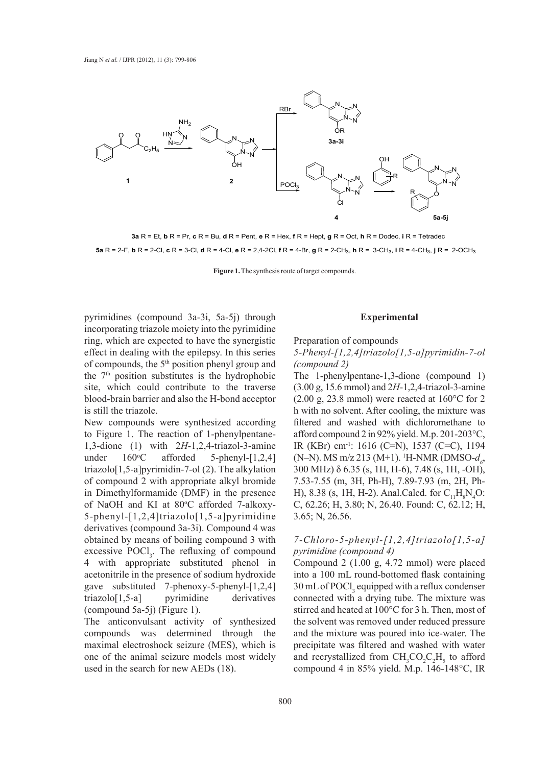**3a** R = Et, **b** R = Pr, **c** R = Bu, **d** R = Pent, **e** R = Hex, **f** R = Hept, **g** R = Oct, **h** R = Dodec, **i** R = Tetradec

**5a** R = 2-F, **b** R = 2-Cl, **c** R = 3-Cl, **d** R = 4-Cl, **e** R = 2,4-2Cl, **f** R = 4-Br, **g** R = 2-$CH_3$, **h** R = 3-$CH_3$, **i** R = 4-$CH_3$, **j** R = 2-$OCH_3$

**Figure 1.** The synthesis route of target compounds.

pyrimidines (compound 3a-3i, 5a-5j) through incorporating triazole moiety into the pyrimidine ring, which are expected to have the synergistic effect in dealing with the epilepsy. In this series of compounds, the 5th position phenyl group and the 7th position substitutes is the hydrophobic site, which could contribute to the traverse blood-brain barrier and also the H-bond acceptor is still the triazole.

New compounds were synthesized according to Figure 1. The reaction of 1-phenylpentane-1,3-dione (1) with 2*H*-1,2,4-triazol-3-amine under 160°C afforded 5-phenyl-[1,2,4] triazolo[1,5-a]pyrimidin-7-ol (2). The alkylation of compound 2 with appropriate alkyl bromide in Dimethylformamide (DMF) in the presence of NaOH and KI at 80°C afforded 7-alkoxy-5-phenyl-[1,2,4]triazolo[1,5-a]pyrimidine derivatives (compound 3a-3i). Compound 4 was obtained by means of boiling compound 3 with excessive $POCl_3$. The refluxing of compound 4 with appropriate substituted phenol in acetonitrile in the presence of sodium hydroxide gave substituted 7-phenoxy-5-phenyl-[1,2,4] triazolo[1,5-a] pyrimidine derivatives (compound 5a-5j) (Figure 1).

The anticonvulsant activity of synthesized compounds was determined through the maximal electroshock seizure (MES), which is one of the animal seizure models most widely used in the search for new AEDs (18).

## Experimental

Preparation of compounds

*5-Phenyl-[1,2,4]triazolo[1,5-a]pyrimidin-7-ol (compound 2)*

The 1-phenylpentane-1,3-dione (compound 1) (3.00 g, 15.6 mmol) and 2*H*-1,2,4-triazol-3-amine (2.00 g, 23.8 mmol) were reacted at 160°C for 2 h with no solvent. After cooling, the mixture was filtered and washed with dichloromethane to afford compound 2 in 92% yield. M.p. 201-203°C, IR (KBr) $cm^{-1}$: 1616 (C=N), 1537 (C=C), 1194 (N–N). MS m/z 213 (M+1). $^1$H-NMR (DMSO-$d_6$, 300 MHz) δ 6.35 (s, 1H, H-6), 7.48 (s, 1H, -OH), 7.53-7.55 (m, 3H, Ph-H), 7.89-7.93 (m, 2H, Ph-H), 8.38 (s, 1H, H-2). Anal.Calcd. for $C_{11}H_8N_4O$: C, 62.26; H, 3.80; N, 26.40. Found: C, 62.12; H, 3.65; N, 26.56.

*7-Chloro-5-phenyl-[1,2,4]triazolo[1,5-a] pyrimidine (compound 4)*

Compound 2 (1.00 g, 4.72 mmol) were placed into a 100 mL round-bottomed flask containing 30 mL of $POCl_3$ equipped with a reflux condenser connected with a drying tube. The mixture was stirred and heated at 100°C for 3 h. Then, most of the solvent was removed under reduced pressure and the mixture was poured into ice-water. The precipitate was filtered and washed with water and recrystallized from $CH_3CO_2C_2H_5$ to afford compound 4 in 85% yield. M.p. 146-148°C, IR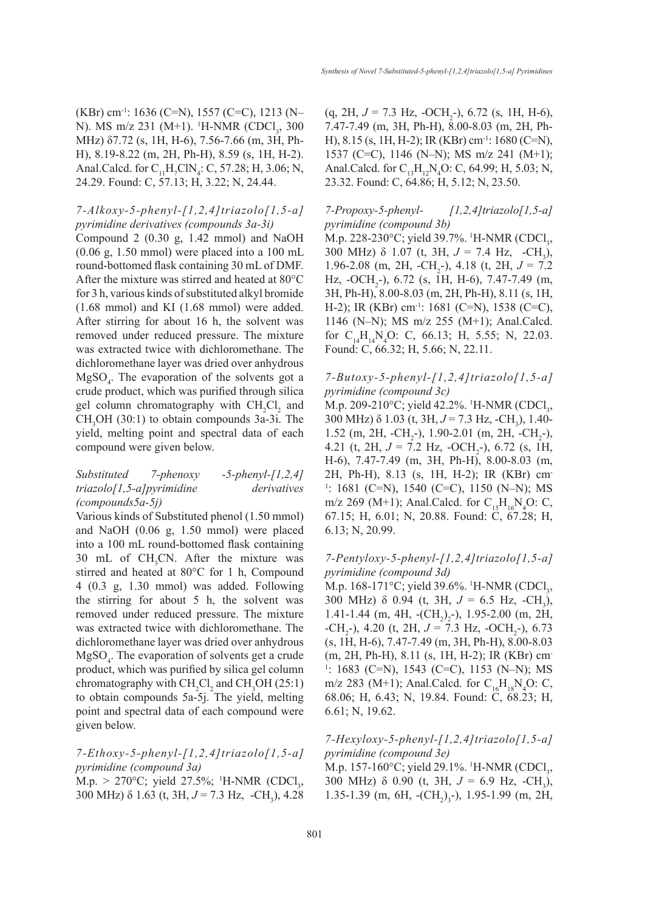(KBr) cm$^{-1}$: 1636 (C=N), 1557 (C=C), 1213 (N–N). MS m/z 231 (M+1). $^1$H-NMR ($CDCl_3$, 300 MHz) δ7.72 (s, 1H, H-6), 7.56-7.66 (m, 3H, Ph-H), 8.19-8.22 (m, 2H, Ph-H), 8.59 (s, 1H, H-2). Anal.Calcd. for $C_{11}H_7ClN_4$: C, 57.28; H, 3.06; N, 24.29. Found: C, 57.13; H, 3.22; N, 24.44.

*7-Alkoxy-5-phenyl-[1,2,4]triazolo[1,5-a] pyrimidine derivatives (compounds 3a-3i)*

Compound 2 (0.30 g, 1.42 mmol) and NaOH (0.06 g, 1.50 mmol) were placed into a 100 mL round-bottomed flask containing 30 mL of DMF. After the mixture was stirred and heated at 80°C for 3 h, various kinds of substituted alkyl bromide (1.68 mmol) and KI (1.68 mmol) were added. After stirring for about 16 h, the solvent was removed under reduced pressure. The mixture was extracted twice with dichloromethane. The dichloromethane layer was dried over anhydrous $MgSO_4$. The evaporation of the solvents got a crude product, which was purified through silica gel column chromatography with $CH_2Cl_2$ and $CH_3OH$ (30:1) to obtain compounds 3a-3i. The yield, melting point and spectral data of each compound were given below.

*Substituted 7-phenoxy -5-phenyl-[1,2,4] triazolo[1,5-a]pyrimidine derivatives (compounds5a-5j)*

Various kinds of Substituted phenol (1.50 mmol) and NaOH (0.06 g, 1.50 mmol) were placed into a 100 mL round-bottomed flask containing 30 mL of $CH_3CN$. After the mixture was stirred and heated at 80°C for 1 h, Compound 4 (0.3 g, 1.30 mmol) was added. Following the stirring for about 5 h, the solvent was removed under reduced pressure. The mixture was extracted twice with dichloromethane. The dichloromethane layer was dried over anhydrous $MgSO_4$. The evaporation of solvents get a crude product, which was purified by silica gel column chromatography with $CH_2Cl_2$ and $CH_3OH$ (25:1) to obtain compounds 5a-5j. The yield, melting point and spectral data of each compound were given below.

*7-Ethoxy-5-phenyl-[1,2,4]triazolo[1,5-a] pyrimidine (compound 3a)*

M.p. > 270°C; yield 27.5%; $^1$H-NMR ($CDCl_3$, 300 MHz) δ 1.63 (t, 3H, $J$ = 7.3 Hz, -$CH_3$), 4.28 (q, 2H, $J$ = 7.3 Hz, -$OCH_2$-), 6.72 (s, 1H, H-6), 7.47-7.49 (m, 3H, Ph-H), 8.00-8.03 (m, 2H, Ph-H), 8.15 (s, 1H, H-2); IR (KBr) cm$^{-1}$: 1680 (C=N), 1537 (C=C), 1146 (N–N); MS m/z 241 (M+1); Anal.Calcd. for $C_{13}H_{12}N_4O$: C, 64.99; H, 5.03; N, 23.32. Found: C, 64.86; H, 5.12; N, 23.50.

*7-Propoxy-5-phenyl- [1,2,4]triazolo[1,5-a] pyrimidine (compound 3b)*

M.p. 228-230°C; yield 39.7%. $^1$H-NMR ($CDCl_3$, 300 MHz) δ 1.07 (t, 3H, $J$ = 7.4 Hz, -$CH_3$), 1.96-2.08 (m, 2H, -$CH_2$-), 4.18 (t, 2H, $J$ = 7.2 Hz, -$OCH_2$-), 6.72 (s, 1H, H-6), 7.47-7.49 (m, 3H, Ph-H), 8.00-8.03 (m, 2H, Ph-H), 8.11 (s, 1H, H-2); IR (KBr) cm$^{-1}$: 1681 (C=N), 1538 (C=C), 1146 (N–N); MS m/z 255 (M+1); Anal.Calcd. for $C_{14}H_{14}N_4O$: C, 66.13; H, 5.55; N, 22.03. Found: C, 66.32; H, 5.66; N, 22.11.

*7-Butoxy-5-phenyl-[1,2,4]triazolo[1,5-a] pyrimidine (compound 3c)*

M.p. 209-210°C; yield 42.2%. $^1$H-NMR ($CDCl_3$, 300 MHz) δ 1.03 (t, 3H, $J$ = 7.3 Hz, -$CH_3$), 1.40-1.52 (m, 2H, -$CH_2$-), 1.90-2.01 (m, 2H, -$CH_2$-), 4.21 (t, 2H, $J$ = 7.2 Hz, -$OCH_2$-), 6.72 (s, 1H, H-6), 7.47-7.49 (m, 3H, Ph-H), 8.00-8.03 (m, 2H, Ph-H), 8.13 (s, 1H, H-2); IR (KBr) cm$^{-1}$: 1681 (C=N), 1540 (C=C), 1150 (N–N); MS m/z 269 (M+1); Anal.Calcd. for $C_{15}H_{16}N_4O$: C, 67.15; H, 6.01; N, 20.88. Found: C, 67.28; H, 6.13; N, 20.99.

*7-Pentyloxy-5-phenyl-[1,2,4]triazolo[1,5-a] pyrimidine (compound 3d)*

M.p. 168-171°C; yield 39.6%. $^1$H-NMR ($CDCl_3$, 300 MHz) δ 0.94 (t, 3H, $J$ = 6.5 Hz, -$CH_3$), 1.41-1.44 (m, 4H, -$(CH_2)_2$-), 1.95-2.00 (m, 2H, -$CH_2$-), 4.20 (t, 2H, $J$ = 7.3 Hz, -$OCH_2$-), 6.73 (s, 1H, H-6), 7.47-7.49 (m, 3H, Ph-H), 8.00-8.03 (m, 2H, Ph-H), 8.11 (s, 1H, H-2); IR (KBr) cm$^{-1}$: 1683 (C=N), 1543 (C=C), 1153 (N–N); MS m/z 283 (M+1); Anal.Calcd. for $C_{16}H_{18}N_4O$: C, 68.06; H, 6.43; N, 19.84. Found: C, 68.23; H, 6.61; N, 19.62.

*7-Hexyloxy-5-phenyl-[1,2,4]triazolo[1,5-a] pyrimidine (compound 3e)*

M.p. 157-160°C; yield 29.1%. $^1$H-NMR ($CDCl_3$, 300 MHz) δ 0.90 (t, 3H, $J$ = 6.9 Hz, -$CH_3$), 1.35-1.39 (m, 6H, -$(CH_2)_3$-), 1.95-1.99 (m, 2H,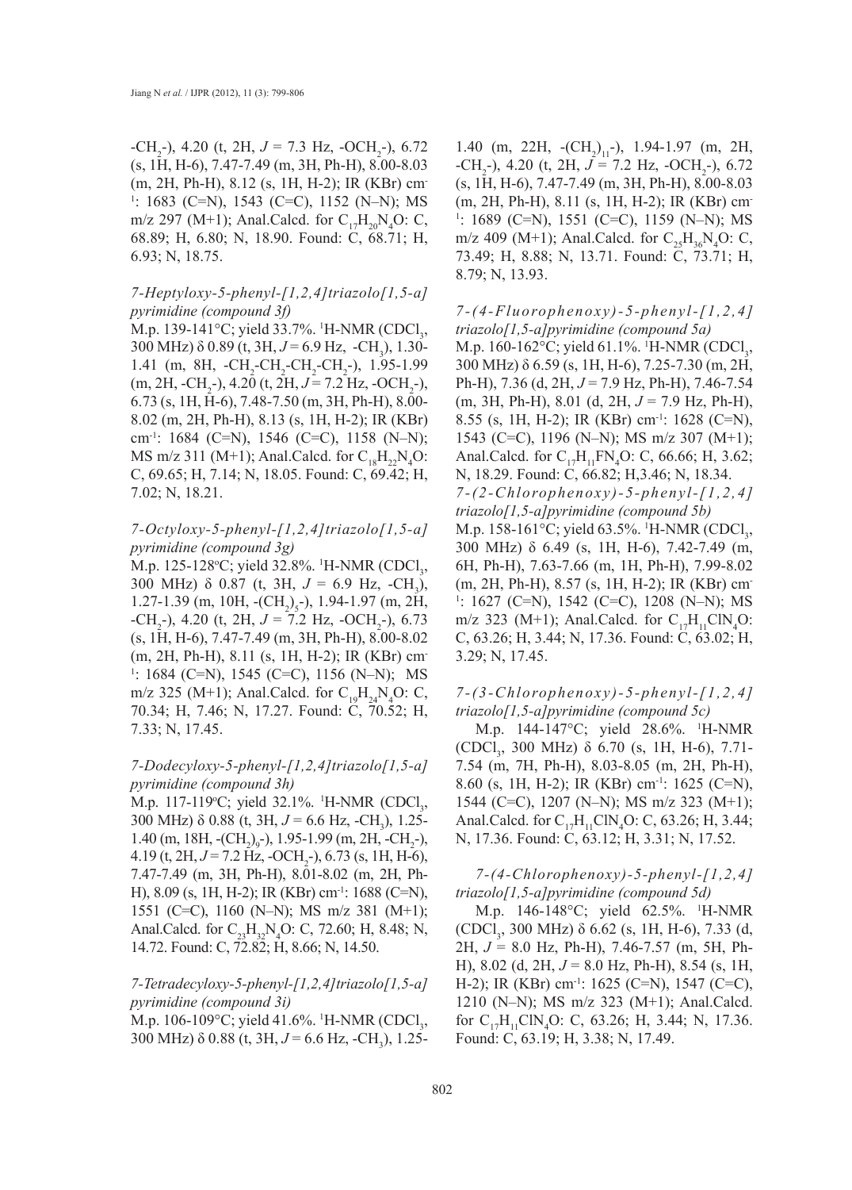-$CH_2$-), 4.20 (t, 2H, *J* = 7.3 Hz, -$OCH_2$-), 6.72 (s, 1H, H-6), 7.47-7.49 (m, 3H, Ph-H), 8.00-8.03 (m, 2H, Ph-H), 8.12 (s, 1H, H-2); IR (KBr) $cm^{-1}$: 1683 (C=N), 1543 (C=C), 1152 (N–N); MS m/z 297 (M+1); Anal.Calcd. for $C_{17}H_{20}N_4O$: C, 68.89; H, 6.80; N, 18.90. Found: C, 68.71; H, 6.93; N, 18.75.

### *7-Heptyloxy-5-phenyl-[1,2,4]triazolo[1,5-a]pyrimidine (compound 3f)*

M.p. 139-141°C; yield 33.7%. $^1$H-NMR ($CDCl_3$, 300 MHz) δ 0.89 (t, 3H, *J* = 6.9 Hz, -$CH_3$), 1.30-1.41 (m, 8H, -$CH_2$-$CH_2$-$CH_2$-$CH_2$-), 1.95-1.99 (m, 2H, -$CH_2$-), 4.20 (t, 2H, *J* = 7.2 Hz, -$OCH_2$-), 6.73 (s, 1H, H-6), 7.48-7.50 (m, 3H, Ph-H), 8.00-8.02 (m, 2H, Ph-H), 8.13 (s, 1H, H-2); IR (KBr) $cm^{-1}$: 1684 (C=N), 1546 (C=C), 1158 (N–N); MS m/z 311 (M+1); Anal.Calcd. for $C_{18}H_{22}N_4O$: C, 69.65; H, 7.14; N, 18.05. Found: C, 69.42; H, 7.02; N, 18.21.

### *7-Octyloxy-5-phenyl-[1,2,4]triazolo[1,5-a]pyrimidine (compound 3g)*

M.p. 125-128°C; yield 32.8%. $^1$H-NMR ($CDCl_3$, 300 MHz) δ 0.87 (t, 3H, *J* = 6.9 Hz, -$CH_3$), 1.27-1.39 (m, 10H, -$(CH_2)_5$-), 1.94-1.97 (m, 2H, -$CH_2$-), 4.20 (t, 2H, *J* = 7.2 Hz, -$OCH_2$-), 6.73 (s, 1H, H-6), 7.47-7.49 (m, 3H, Ph-H), 8.00-8.02 (m, 2H, Ph-H), 8.11 (s, 1H, H-2); IR (KBr) $cm^{-1}$: 1684 (C=N), 1545 (C=C), 1156 (N–N); MS m/z 325 (M+1); Anal.Calcd. for $C_{19}H_{24}N_4O$: C, 70.34; H, 7.46; N, 17.27. Found: C, 70.52; H, 7.33; N, 17.45.

### *7-Dodecyloxy-5-phenyl-[1,2,4]triazolo[1,5-a]pyrimidine (compound 3h)*

M.p. 117-119°C; yield 32.1%. $^1$H-NMR ($CDCl_3$, 300 MHz) δ 0.88 (t, 3H, *J* = 6.6 Hz, -$CH_3$), 1.25-1.40 (m, 18H, -$(CH_2)_9$-), 1.95-1.99 (m, 2H, -$CH_2$-), 4.19 (t, 2H, *J* = 7.2 Hz, -$OCH_2$-), 6.73 (s, 1H, H-6), 7.47-7.49 (m, 3H, Ph-H), 8.01-8.02 (m, 2H, Ph-H), 8.09 (s, 1H, H-2); IR (KBr) $cm^{-1}$: 1688 (C=N), 1551 (C=C), 1160 (N–N); MS m/z 381 (M+1); Anal.Calcd. for $C_{23}H_{32}N_4O$: C, 72.60; H, 8.48; N, 14.72. Found: C, 72.82; H, 8.66; N, 14.50.

### *7-Tetradecyloxy-5-phenyl-[1,2,4]triazolo[1,5-a]pyrimidine (compound 3i)*

M.p. 106-109°C; yield 41.6%. $^1$H-NMR ($CDCl_3$, 300 MHz) δ 0.88 (t, 3H, *J* = 6.6 Hz, -$CH_3$), 1.25-1.40 (m, 22H, -$(CH_2)_{11}$-), 1.94-1.97 (m, 2H, -$CH_2$-), 4.20 (t, 2H, *J* = 7.2 Hz, -$OCH_2$-), 6.72 (s, 1H, H-6), 7.47-7.49 (m, 3H, Ph-H), 8.00-8.03 (m, 2H, Ph-H), 8.11 (s, 1H, H-2); IR (KBr) $cm^{-1}$: 1689 (C=N), 1551 (C=C), 1159 (N–N); MS m/z 409 (M+1); Anal.Calcd. for $C_{25}H_{36}N_4O$: C, 73.49; H, 8.88; N, 13.71. Found: C, 73.71; H, 8.79; N, 13.93.

### *7-(4-Fluorophenoxy)-5-phenyl-[1,2,4]triazolo[1,5-a]pyrimidine (compound 5a)*

M.p. 160-162°C; yield 61.1%. $^1$H-NMR ($CDCl_3$, 300 MHz) δ 6.59 (s, 1H, H-6), 7.25-7.30 (m, 2H, Ph-H), 7.36 (d, 2H, *J* = 7.9 Hz, Ph-H), 7.46-7.54 (m, 3H, Ph-H), 8.01 (d, 2H, *J* = 7.9 Hz, Ph-H), 8.55 (s, 1H, H-2); IR (KBr) $cm^{-1}$: 1628 (C=N), 1543 (C=C), 1196 (N–N); MS m/z 307 (M+1); Anal.Calcd. for $C_{17}H_{11}FN_4O$: C, 66.66; H, 3.62; N, 18.29. Found: C, 66.82; H,3.46; N, 18.34.

### *7-(2-Chlorophenoxy)-5-phenyl-[1,2,4]triazolo[1,5-a]pyrimidine (compound 5b)*

M.p. 158-161°C; yield 63.5%. $^1$H-NMR ($CDCl_3$, 300 MHz) δ 6.49 (s, 1H, H-6), 7.42-7.49 (m, 6H, Ph-H), 7.63-7.66 (m, 1H, Ph-H), 7.99-8.02 (m, 2H, Ph-H), 8.57 (s, 1H, H-2); IR (KBr) $cm^{-1}$: 1627 (C=N), 1542 (C=C), 1208 (N–N); MS m/z 323 (M+1); Anal.Calcd. for $C_{17}H_{11}ClN_4O$: C, 63.26; H, 3.44; N, 17.36. Found: C, 63.02; H, 3.29; N, 17.45.

### *7-(3-Chlorophenoxy)-5-phenyl-[1,2,4]triazolo[1,5-a]pyrimidine (compound 5c)*

M.p. 144-147°C; yield 28.6%. $^1$H-NMR ($CDCl_3$, 300 MHz) δ 6.70 (s, 1H, H-6), 7.71-7.54 (m, 7H, Ph-H), 8.03-8.05 (m, 2H, Ph-H), 8.60 (s, 1H, H-2); IR (KBr) $cm^{-1}$: 1625 (C=N), 1544 (C=C), 1207 (N–N); MS m/z 323 (M+1); Anal.Calcd. for $C_{17}H_{11}ClN_4O$: C, 63.26; H, 3.44; N, 17.36. Found: C, 63.12; H, 3.31; N, 17.52.

### *7-(4-Chlorophenoxy)-5-phenyl-[1,2,4]triazolo[1,5-a]pyrimidine (compound 5d)*

M.p. 146-148°C; yield 62.5%. $^1$H-NMR ($CDCl_3$, 300 MHz) δ 6.62 (s, 1H, H-6), 7.33 (d, 2H, *J* = 8.0 Hz, Ph-H), 7.46-7.57 (m, 5H, Ph-H), 8.02 (d, 2H, *J* = 8.0 Hz, Ph-H), 8.54 (s, 1H, H-2); IR (KBr) $cm^{-1}$: 1625 (C=N), 1547 (C=C), 1210 (N–N); MS m/z 323 (M+1); Anal.Calcd. for $C_{17}H_{11}ClN_4O$: C, 63.26; H, 3.44; N, 17.36. Found: C, 63.19; H, 3.38; N, 17.49.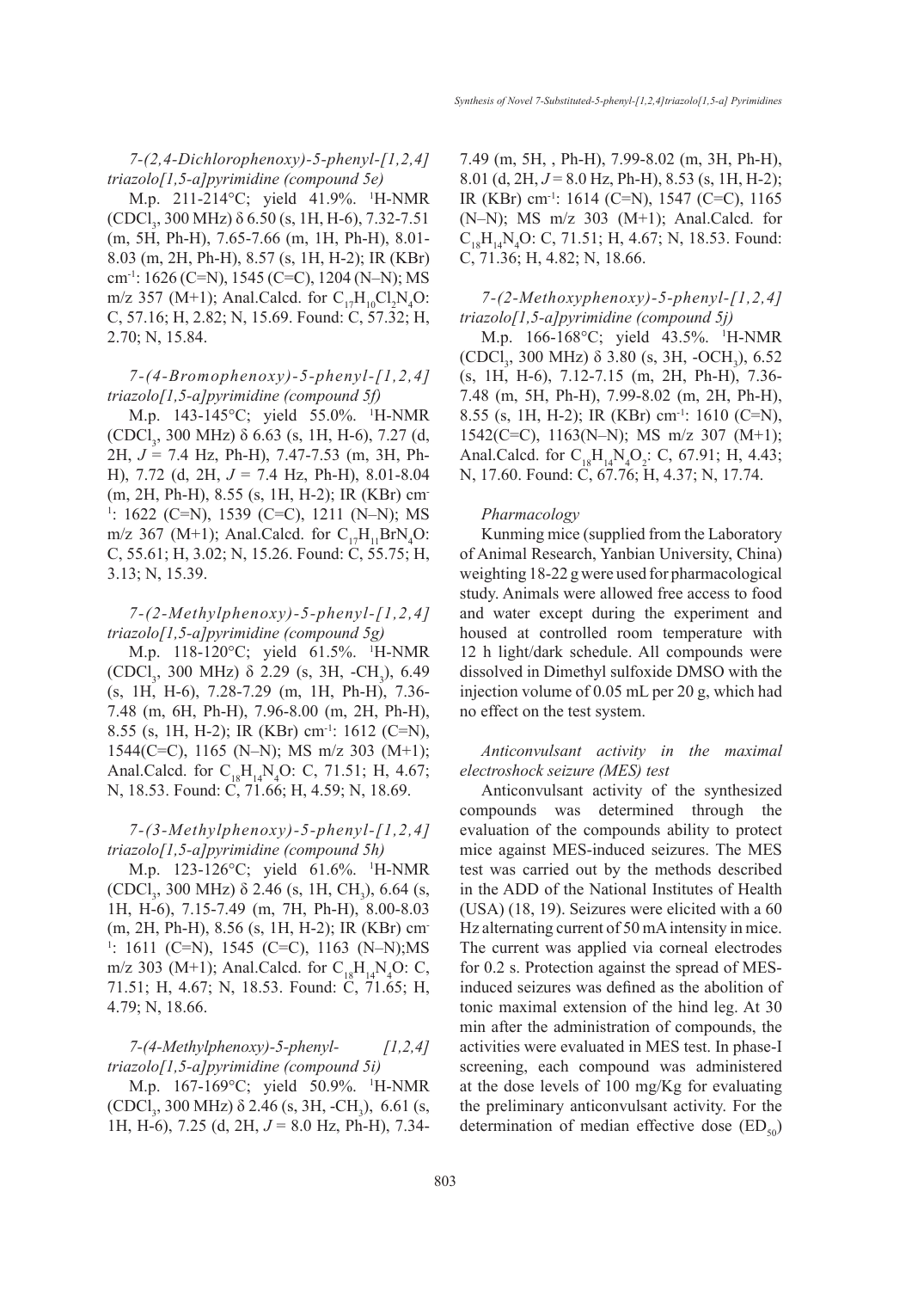*7-(2,4-Dichlorophenoxy)-5-phenyl-[1,2,4]triazolo[1,5-a]pyrimidine (compound 5e)*

M.p. 211-214°C; yield 41.9%. $^1$H-NMR ($CDCl_3$, 300 MHz) δ 6.50 (s, 1H, H-6), 7.32-7.51 (m, 5H, Ph-H), 7.65-7.66 (m, 1H, Ph-H), 8.01-8.03 (m, 2H, Ph-H), 8.57 (s, 1H, H-2); IR (KBr) cm$^{-1}$: 1626 (C=N), 1545 (C=C), 1204 (N–N); MS m/z 357 (M+1); Anal.Calcd. for $C_{17}H_{10}Cl_2N_4O$: C, 57.16; H, 2.82; N, 15.69. Found: C, 57.32; H, 2.70; N, 15.84.

*7-(4-Bromophenoxy)-5-phenyl-[1,2,4]triazolo[1,5-a]pyrimidine (compound 5f)*

M.p. 143-145°C; yield 55.0%. $^1$H-NMR ($CDCl_3$, 300 MHz) δ 6.63 (s, 1H, H-6), 7.27 (d, 2H, *J* = 7.4 Hz, Ph-H), 7.47-7.53 (m, 3H, Ph-H), 7.72 (d, 2H, *J* = 7.4 Hz, Ph-H), 8.01-8.04 (m, 2H, Ph-H), 8.55 (s, 1H, H-2); IR (KBr) cm$^{-1}$: 1622 (C=N), 1539 (C=C), 1211 (N–N); MS m/z 367 (M+1); Anal.Calcd. for $C_{17}H_{11}BrN_4O$: C, 55.61; H, 3.02; N, 15.26. Found: C, 55.75; H, 3.13; N, 15.39.

*7-(2-Methylphenoxy)-5-phenyl-[1,2,4]triazolo[1,5-a]pyrimidine (compound 5g)*

M.p. 118-120°C; yield 61.5%. $^1$H-NMR ($CDCl_3$, 300 MHz) δ 2.29 (s, 3H, $-CH_3$), 6.49 (s, 1H, H-6), 7.28-7.29 (m, 1H, Ph-H), 7.36-7.48 (m, 6H, Ph-H), 7.96-8.00 (m, 2H, Ph-H), 8.55 (s, 1H, H-2); IR (KBr) cm$^{-1}$: 1612 (C=N), 1544(C=C), 1165 (N–N); MS m/z 303 (M+1); Anal.Calcd. for $C_{18}H_{14}N_4O$: C, 71.51; H, 4.67; N, 18.53. Found: C, 71.66; H, 4.59; N, 18.69.

*7-(3-Methylphenoxy)-5-phenyl-[1,2,4]triazolo[1,5-a]pyrimidine (compound 5h)*

M.p. 123-126°C; yield 61.6%. $^1$H-NMR ($CDCl_3$, 300 MHz) δ 2.46 (s, 1H, $CH_3$), 6.64 (s, 1H, H-6), 7.15-7.49 (m, 7H, Ph-H), 8.00-8.03 (m, 2H, Ph-H), 8.56 (s, 1H, H-2); IR (KBr) cm$^{-1}$: 1611 (C=N), 1545 (C=C), 1163 (N–N);MS m/z 303 (M+1); Anal.Calcd. for $C_{18}H_{14}N_4O$: C, 71.51; H, 4.67; N, 18.53. Found: C, 71.65; H, 4.79; N, 18.66.

*7-(4-Methylphenoxy)-5-phenyl- [1,2,4]triazolo[1,5-a]pyrimidine (compound 5i)*

M.p. 167-169°C; yield 50.9%. $^1$H-NMR ($CDCl_3$, 300 MHz) δ 2.46 (s, 3H, $-CH_3$), 6.61 (s, 1H, H-6), 7.25 (d, 2H, *J* = 8.0 Hz, Ph-H), 7.34-7.49 (m, 5H, , Ph-H), 7.99-8.02 (m, 3H, Ph-H), 8.01 (d, 2H, *J* = 8.0 Hz, Ph-H), 8.53 (s, 1H, H-2); IR (KBr) cm$^{-1}$: 1614 (C=N), 1547 (C=C), 1165 (N–N); MS m/z 303 (M+1); Anal.Calcd. for $C_{18}H_{14}N_4O$: C, 71.51; H, 4.67; N, 18.53. Found: C, 71.36; H, 4.82; N, 18.66.

*7-(2-Methoxyphenoxy)-5-phenyl-[1,2,4]triazolo[1,5-a]pyrimidine (compound 5j)*

M.p. 166-168°C; yield 43.5%. $^1$H-NMR ($CDCl_3$, 300 MHz) δ 3.80 (s, 3H, $-OCH_3$), 6.52 (s, 1H, H-6), 7.12-7.15 (m, 2H, Ph-H), 7.36-7.48 (m, 5H, Ph-H), 7.99-8.02 (m, 2H, Ph-H), 8.55 (s, 1H, H-2); IR (KBr) cm$^{-1}$: 1610 (C=N), 1542(C=C), 1163(N–N); MS m/z 307 (M+1); Anal.Calcd. for $C_{18}H_{14}N_4O_2$: C, 67.91; H, 4.43; N, 17.60. Found: C, 67.76; H, 4.37; N, 17.74.

### *Pharmacology*

Kunming mice (supplied from the Laboratory of Animal Research, Yanbian University, China) weighting 18-22 g were used for pharmacological study. Animals were allowed free access to food and water except during the experiment and housed at controlled room temperature with 12 h light/dark schedule. All compounds were dissolved in Dimethyl sulfoxide DMSO with the injection volume of 0.05 mL per 20 g, which had no effect on the test system.

### *Anticonvulsant activity in the maximal electroshock seizure (MES) test*

Anticonvulsant activity of the synthesized compounds was determined through the evaluation of the compounds ability to protect mice against MES-induced seizures. The MES test was carried out by the methods described in the ADD of the National Institutes of Health (USA) (18, 19). Seizures were elicited with a 60 Hz alternating current of 50 mA intensity in mice. The current was applied via corneal electrodes for 0.2 s. Protection against the spread of MES-induced seizures was defined as the abolition of tonic maximal extension of the hind leg. At 30 min after the administration of compounds, the activities were evaluated in MES test. In phase-I screening, each compound was administered at the dose levels of 100 mg/Kg for evaluating the preliminary anticonvulsant activity. For the determination of median effective dose ($ED_{50}$)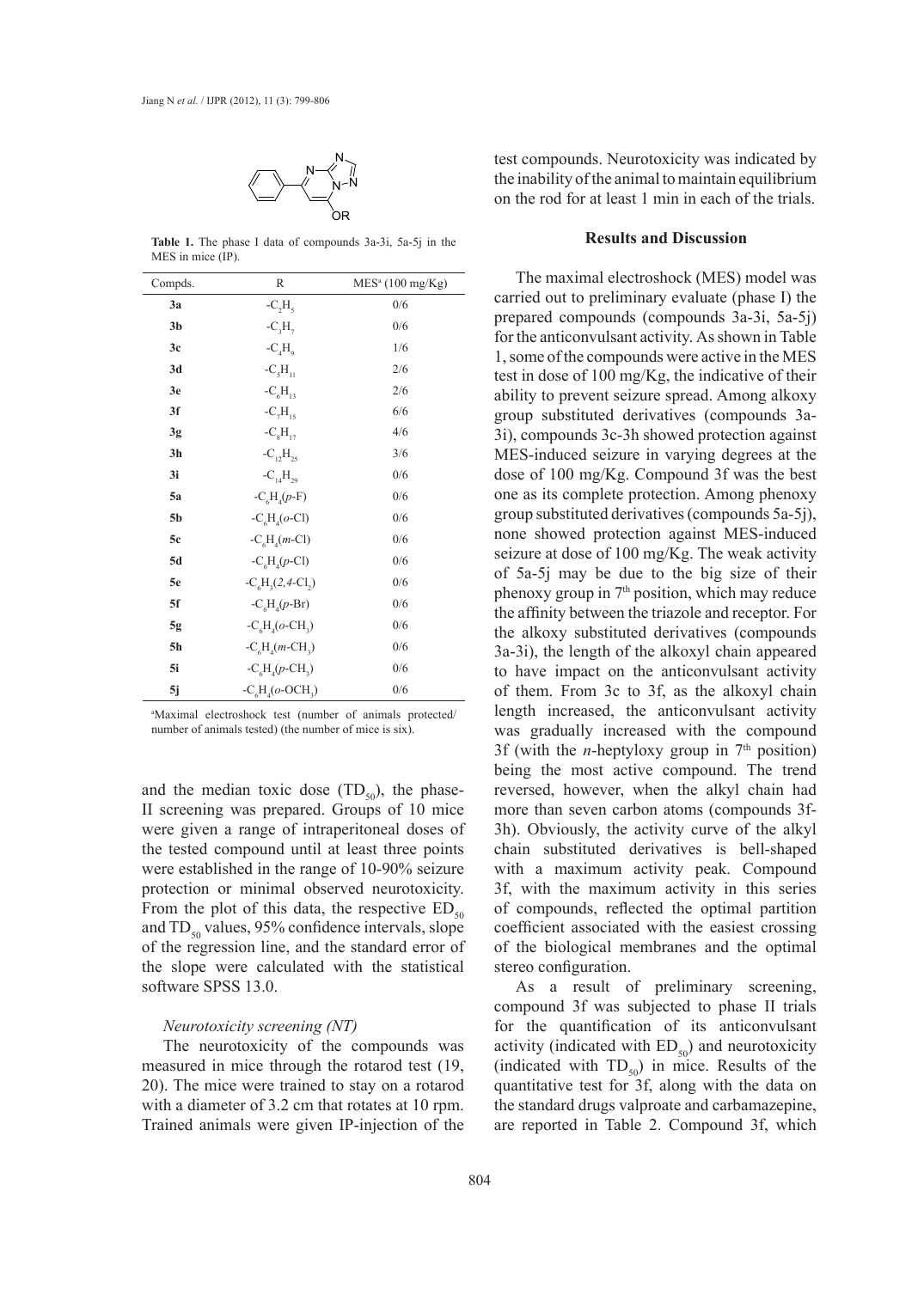**Table 1.** The phase I data of compounds 3a-3i, 5a-5j in the MES in mice (IP).

| Compds. | R | MES[a] (100 mg/Kg) |
|---|---|---|
| **3a** | $-C_2H_5$ | 0/6 |
| **3b** | $-C_3H_7$ | 0/6 |
| **3c** | $-C_4H_9$ | 1/6 |
| **3d** | $-C_5H_{11}$ | 2/6 |
| **3e** | $-C_6H_{13}$ | 2/6 |
| **3f** | $-C_7H_{15}$ | 6/6 |
| **3g** | $-C_8H_{17}$ | 4/6 |
| **3h** | $-C_{12}H_{25}$ | 3/6 |
| **3i** | $-C_{14}H_{29}$ | 0/6 |
| **5a** | $-C_6H_4$(*p*-F) | 0/6 |
| **5b** | $-C_6H_4$(*o*-Cl) | 0/6 |
| **5c** | $-C_6H_4$(*m*-Cl) | 0/6 |
| **5d** | $-C_6H_4$(*p*-Cl) | 0/6 |
| **5e** | $-C_6H_3$(*2,4*-$Cl_2$) | 0/6 |
| **5f** | $-C_6H_4$(*p*-Br) | 0/6 |
| **5g** | $-C_6H_4$(*o*-$CH_3$) | 0/6 |
| **5h** | $-C_6H_4$(*m*-$CH_3$) | 0/6 |
| **5i** | $-C_6H_4$(*p*-$CH_3$) | 0/6 |
| **5j** | $-C_6H_4$(*o*-$OCH_3$) | 0/6 |

[a]Maximal electroshock test (number of animals protected/ number of animals tested) (the number of mice is six).

and the median toxic dose ($TD_{50}$), the phase-II screening was prepared. Groups of 10 mice were given a range of intraperitoneal doses of the tested compound until at least three points were established in the range of 10-90% seizure protection or minimal observed neurotoxicity. From the plot of this data, the respective $ED_{50}$ and $TD_{50}$ values, 95% confidence intervals, slope of the regression line, and the standard error of the slope were calculated with the statistical software SPSS 13.0.

*Neurotoxicity screening (NT)*

The neurotoxicity of the compounds was measured in mice through the rotarod test (19, 20). The mice were trained to stay on a rotarod with a diameter of 3.2 cm that rotates at 10 rpm. Trained animals were given IP-injection of the test compounds. Neurotoxicity was indicated by the inability of the animal to maintain equilibrium on the rod for at least 1 min in each of the trials.

## Results and Discussion

The maximal electroshock (MES) model was carried out to preliminary evaluate (phase I) the prepared compounds (compounds 3a-3i, 5a-5j) for the anticonvulsant activity. As shown in Table 1, some of the compounds were active in the MES test in dose of 100 mg/Kg, the indicative of their ability to prevent seizure spread. Among alkoxy group substituted derivatives (compounds 3a-3i), compounds 3c-3h showed protection against MES-induced seizure in varying degrees at the dose of 100 mg/Kg. Compound 3f was the best one as its complete protection. Among phenoxy group substituted derivatives (compounds 5a-5j), none showed protection against MES-induced seizure at dose of 100 mg/Kg. The weak activity of 5a-5j may be due to the big size of their phenoxy group in 7th position, which may reduce the affinity between the triazole and receptor. For the alkoxy substituted derivatives (compounds 3a-3i), the length of the alkoxyl chain appeared to have impact on the anticonvulsant activity of them. From 3c to 3f, as the alkoxyl chain length increased, the anticonvulsant activity was gradually increased with the compound 3f (with the *n*-heptyloxy group in 7th position) being the most active compound. The trend reversed, however, when the alkyl chain had more than seven carbon atoms (compounds 3f-3h). Obviously, the activity curve of the alkyl chain substituted derivatives is bell-shaped with a maximum activity peak. Compound 3f, with the maximum activity in this series of compounds, reflected the optimal partition coefficient associated with the easiest crossing of the biological membranes and the optimal stereo configuration.

As a result of preliminary screening, compound 3f was subjected to phase II trials for the quantification of its anticonvulsant activity (indicated with $ED_{50}$) and neurotoxicity (indicated with $TD_{50}$) in mice. Results of the quantitative test for 3f, along with the data on the standard drugs valproate and carbamazepine, are reported in Table 2. Compound 3f, which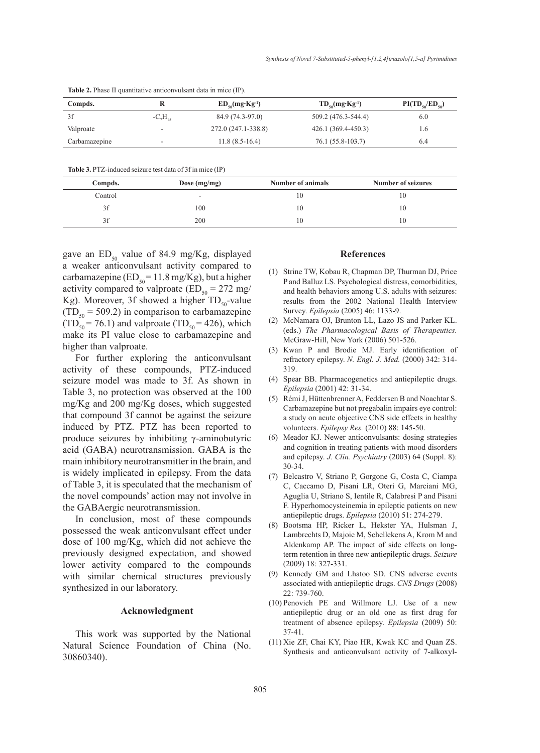**Table 2.** Phase II quantitative anticonvulsant data in mice (IP).

| Compds. | R | $ED_{50}$(mg·Kg$^{-1}$) | $TD_{50}$(mg·Kg$^{-1}$) | PI($TD_{50}$/$ED_{50}$) |
|---|---|---|---|---|
| 3f | $-C_7H_{15}$ | 84.9 (74.3-97.0) | 509.2 (476.3-544.4) | 6.0 |
| Valproate | - | 272.0 (247.1-338.8) | 426.1 (369.4-450.3) | 1.6 |
| Carbamazepine | - | 11.8 (8.5-16.4) | 76.1 (55.8-103.7) | 6.4 |

**Table 3.** PTZ-induced seizure test data of 3f in mice (IP)

| Compds. | Dose (mg/mg) | Number of animals | Number of seizures |
|---|---|---|---|
| Control | - | 10 | 10 |
| 3f | 100 | 10 | 10 |
| 3f | 200 | 10 | 10 |

gave an $ED_{50}$ value of 84.9 mg/Kg, displayed a weaker anticonvulsant activity compared to carbamazepine ($ED_{50}$ = 11.8 mg/Kg), but a higher activity compared to valproate ($ED_{50}$ = 272 mg/Kg). Moreover, 3f showed a higher $TD_{50}$-value ($TD_{50}$ = 509.2) in comparison to carbamazepine ($TD_{50}$ = 76.1) and valproate ($TD_{50}$ = 426), which make its PI value close to carbamazepine and higher than valproate.

For further exploring the anticonvulsant activity of these compounds, PTZ-induced seizure model was made to 3f. As shown in Table 3, no protection was observed at the 100 mg/Kg and 200 mg/Kg doses, which suggested that compound 3f cannot be against the seizure induced by PTZ. PTZ has been reported to produce seizures by inhibiting γ-aminobutyric acid (GABA) neurotransmission. GABA is the main inhibitory neurotransmitter in the brain, and is widely implicated in epilepsy. From the data of Table 3, it is speculated that the mechanism of the novel compounds' action may not involve in the GABAergic neurotransmission.

In conclusion, most of these compounds possessed the weak anticonvulsant effect under dose of 100 mg/Kg, which did not achieve the previously designed expectation, and showed lower activity compared to the compounds with similar chemical structures previously synthesized in our laboratory.

## Acknowledgment

This work was supported by the National Natural Science Foundation of China (No. 30860340).

## References

(1) Strine TW, Kobau R, Chapman DP, Thurman DJ, Price P and Balluz LS. Psychological distress, comorbidities, and health behaviors among U.S. adults with seizures: results from the 2002 National Health Interview Survey. *Epilepsia* (2005) 46: 1133-9.

(2) McNamara OJ, Brunton LL, Lazo JS and Parker KL. (eds.) *The Pharmacological Basis of Therapeutics.* McGraw-Hill, New York (2006) 501-526.

(3) Kwan P and Brodie MJ. Early identification of refractory epilepsy. *N. Engl. J. Med.* (2000) 342: 314-319.

(4) Spear BB. Pharmacogenetics and antiepileptic drugs. *Epilepsia* (2001) 42: 31-34.

(5) Rémi J, Hüttenbrenner A, Feddersen B and Noachtar S. Carbamazepine but not pregabalin impairs eye control: a study on acute objective CNS side effects in healthy volunteers. *Epilepsy Res.* (2010) 88: 145-50.

(6) Meador KJ. Newer anticonvulsants: dosing strategies and cognition in treating patients with mood disorders and epilepsy. *J. Clin. Psychiatry* (2003) 64 (Suppl. 8): 30-34.

(7) Belcastro V, Striano P, Gorgone G, Costa C, Ciampa C, Caccamo D, Pisani LR, Oteri G, Marciani MG, Aguglia U, Striano S, Ientile R, Calabresi P and Pisani F. Hyperhomocysteinemia in epileptic patients on new antiepileptic drugs. *Epilepsia* (2010) 51: 274-279.

(8) Bootsma HP, Ricker L, Hekster YA, Hulsman J, Lambrechts D, Majoie M, Schellekens A, Krom M and Aldenkamp AP. The impact of side effects on long-term retention in three new antiepileptic drugs. *Seizure* (2009) 18: 327-331.

(9) Kennedy GM and Lhatoo SD. CNS adverse events associated with antiepileptic drugs. *CNS Drugs* (2008) 22: 739-760.

(10) Penovich PE and Willmore LJ. Use of a new antiepileptic drug or an old one as first drug for treatment of absence epilepsy. *Epilepsia* (2009) 50: 37-41.

(11) Xie ZF, Chai KY, Piao HR, Kwak KC and Quan ZS. Synthesis and anticonvulsant activity of 7-alkoxyl-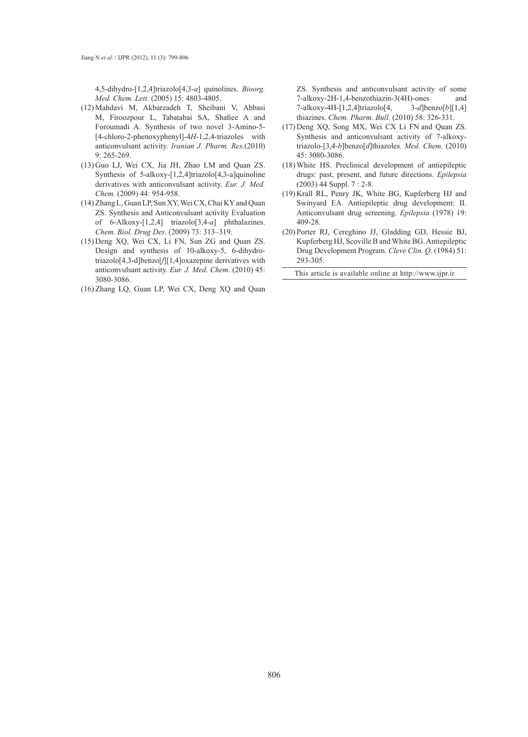4,5-dihydro-[1,2,4]triazolo[4,3-*a*] quinolines. *Bioorg. Med. Chem. Lett.* (2005) 15: 4803-4805.

(12) Mahdavi M, Akbarzadeh T, Sheibani V, Abbasi M, Firoozpour L, Tabatabai SA, Shafiee A and Foroumadi A. Synthesis of two novel 3-Amino-5-[4-chloro-2-phenoxyphenyl]-4*H*-1,2,4-triazoles with anticonvulsant activity. *Iranian J. Pharm. Res.*(2010) 9: 265-269.

(13) Guo LJ, Wei CX, Jia JH, Zhao LM and Quan ZS. Synthesis of 5-alkoxy-[1,2,4]triazolo[4,3-a]quinoline derivatives with anticonvulsant activity. *Eur. J. Med. Chem*. (2009) 44: 954-958.

(14) Zhang L, Guan LP, Sun XY, Wei CX, Chai KY and Quan ZS. Synthesis and Anticonvulsant activity Evaluation of 6-Alkoxy-[1,2,4] triazolo[3,4-*a*] phthalazines. *Chem. Biol. Drug Des*. (2009) 73: 313–319.

(15) Deng XQ, Wei CX, Li FN, Sun ZG and Quan ZS. Design and synthesis of 10-alkoxy-5, 6-dihydro-triazolo[4,3-d]benzo[*f*][1,4]oxazepine derivatives with anticonvulsant activity. *Eur. J. Med. Chem*. (2010) 45: 3080-3086.

(16) Zhang LQ, Guan LP, Wei CX, Deng XQ and Quan ZS. Synthesis and anticonvulsant activity of some 7-alkoxy-2H-1,4-benzothiazin-3(4H)-ones and 7-alkoxy-4H-[1,2,4]triazolo[4, 3-*d*]benzo[*b*][1,4] thiazines. *Chem. Pharm. Bull.* (2010) 58: 326-331.

(17) Deng XQ, Song MX, Wei CX, Li FN and Quan ZS. Synthesis and anticonvulsant activity of 7-alkoxy-triazolo-[3,4-*b*]benzo[*d*]thiazoles. *Med. Chem*. (2010) 45: 3080-3086.

(18) White HS. Preclinical development of antiepileptic drugs: past, present, and future directions. *Epilepsia* (2003) 44 Suppl. 7 : 2-8.

(19) Krall RL, Penry JK, White BG, Kupferberg HJ and Swinyard EA. Antiepileptic drug development: II. Anticonvulsant drug screening. *Epilepsia* (1978) 19: 409-28.

(20) Porter RJ, Cereghino JJ, Gladding GD, Hessie BJ, Kupferberg HJ, Scoville B and White BG. Antiepileptic Drug Development Program. *Cleve Clin. Q*. (1984) 51: 293-305.

This article is available online at http://www.ijpr.ir